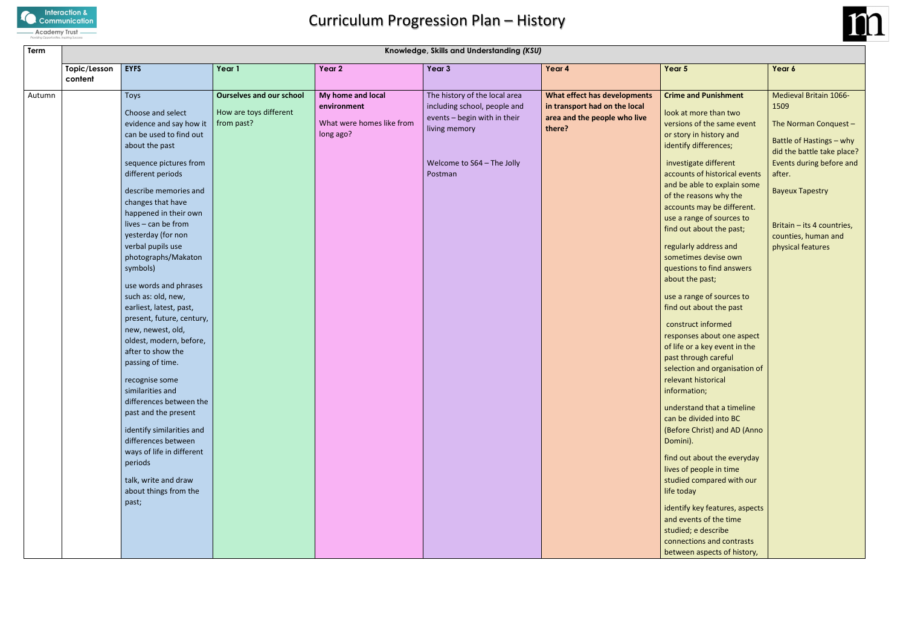# Curriculum Progression Plan – History

| Term | Knowledge, Skills and Understanding (*KSU*) | | | | | | | |
|---|---|---|---|---|---|---|---|---|
| | **Topic/Lesson content** | **EYFS** | **Year 1** | **Year 2** | **Year 3** | **Year 4** | **Year 5** | **Year 6** |
| Autumn | | Toys<br><br>Choose and select evidence and say how it can be used to find out about the past<br><br>sequence pictures from different periods<br><br>describe memories and changes that have happened in their own lives – can be from yesterday (for non verbal pupils use photographs/Makaton symbols)<br><br>use words and phrases such as: old, new, earliest, latest, past, present, future, century, new, newest, old, oldest, modern, before, after to show the passing of time.<br><br>recognise some similarities and differences between the past and the present<br><br>identify similarities and differences between ways of life in different periods<br><br>talk, write and draw about things from the past; | **Ourselves and our school**<br><br>How are toys different from past? | **My home and local environment**<br><br>What were homes like from long ago? | The history of the local area including school, people and events – begin with in their living memory<br><br>Welcome to S64 – The Jolly Postman | **What effect has developments in transport had on the local area and the people who live there?** | **Crime and Punishment**<br><br>look at more than two versions of the same event or story in history and identify differences;<br><br>investigate different accounts of historical events and be able to explain some of the reasons why the accounts may be different. use a range of sources to find out about the past;<br><br>regularly address and sometimes devise own questions to find answers about the past;<br><br>use a range of sources to find out about the past<br><br>construct informed responses about one aspect of life or a key event in the past through careful selection and organisation of relevant historical information;<br><br>understand that a timeline can be divided into BC (Before Christ) and AD (Anno Domini).<br><br>find out about the everyday lives of people in time studied compared with our life today<br><br>identify key features, aspects and events of the time studied; e describe connections and contrasts between aspects of history, | Medieval Britain 1066-1509<br><br>The Norman Conquest –<br><br>Battle of Hastings – why did the battle take place? Events during before and after.<br><br>Bayeux Tapestry<br><br>Britain – its 4 countries, counties, human and physical features |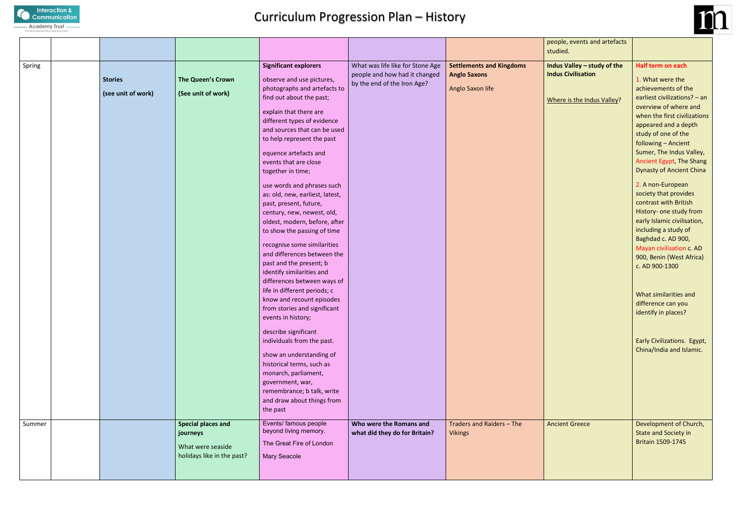# Curriculum Progression Plan – History

| | | | | | | | | |
|---|---|---|---|---|---|---|---|---|
| | | | | | | | people, events and artefacts studied. | |
| Spring | | **Stories** (see unit of work) | **The Queen's Crown** (See unit of work) | **Significant explorers** observe and use pictures, photographs and artefacts to find out about the past; explain that there are different types of evidence and sources that can be used to help represent the past equence artefacts and events that are close together in time; use words and phrases such as: old, new, earliest, latest, past, present, future, century, new, newest, old, oldest, modern, before, after to show the passing of time recognise some similarities and differences between the past and the present; b identify similarities and differences between ways of life in different periods; c know and recount episodes from stories and significant events in history; describe significant individuals from the past. show an understanding of historical terms, such as monarch, parliament, government, war, remembrance; b talk, write and draw about things from the past | What was life like for Stone Age people and how had it changed by the end of the Iron Age? | **Settlements and Kingdoms Anglo Saxons** Anglo Saxon life | **Indus Valley – study of the Indus Civilisation** Where is the Indus Valley? | Half term on each 1. What were the earliest civilizations? – an overview of where and when the first civilizations appeared and a depth study of one of the following – Ancient Sumer, The Indus Valley, Ancient Egypt, The Shang Dynasty of Ancient China 2. A non-European society that provides contrast with British History- one study from early Islamic civilisation, including a study of Baghdad c. AD 900, Mayan civilisation c. AD 900, Benin (West Africa) c. AD 900-1300 What similarities and difference can you identify in places? Early Civilizations. Egypt, China/India and Islamic. |
| Summer | | | **Special places and journeys** What were seaside holidays like in the past? | Events/ famous people beyond living memory. The Great Fire of London Mary Seacole | **Who were the Romans and what did they do for Britain?** | Traders and Raiders – The Vikings | Ancient Greece | Development of Church, State and Society in Britain 1509-1745 |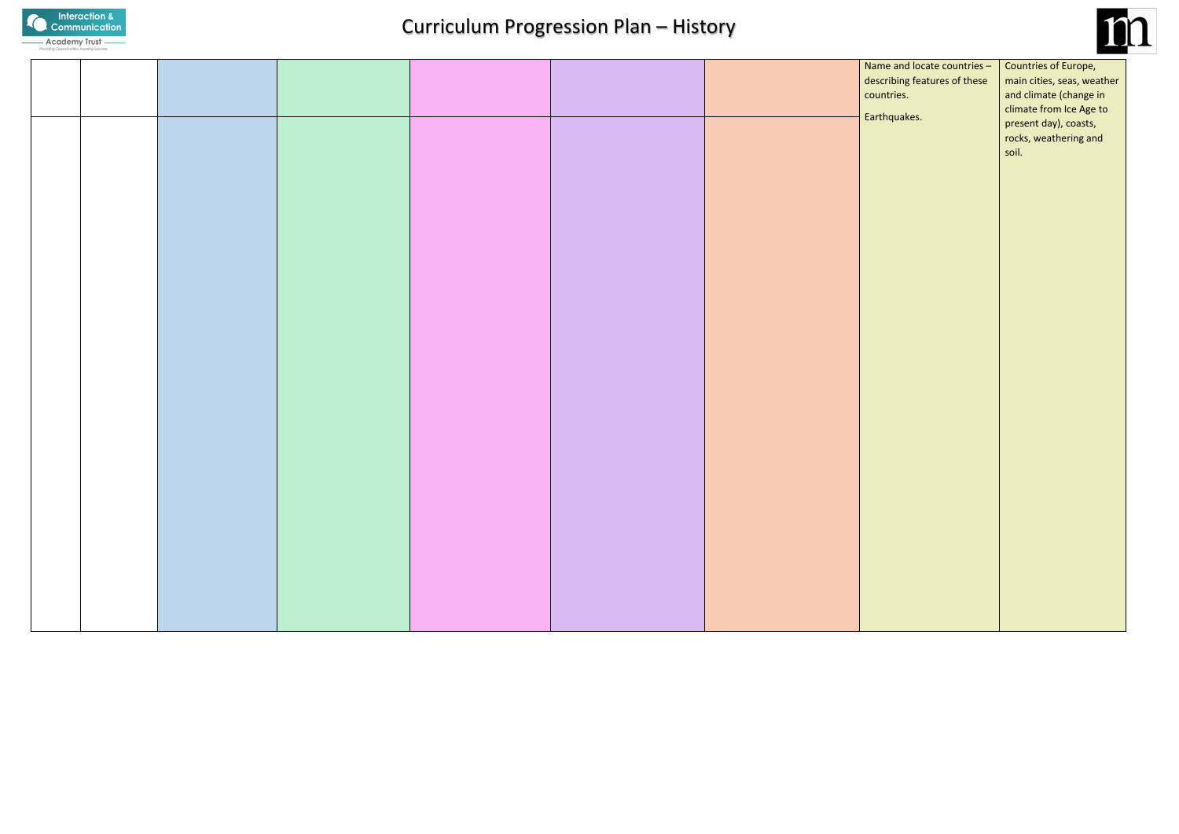# Curriculum Progression Plan – History

| | | | | | | | | |
|---|---|---|---|---|---|---|---|---|
| | | | | | | | Name and locate countries – describing features of these countries. | Countries of Europe, main cities, seas, weather and climate (change in climate from Ice Age to present day), coasts, rocks, weathering and soil. |
| | | | | | | | Earthquakes. | |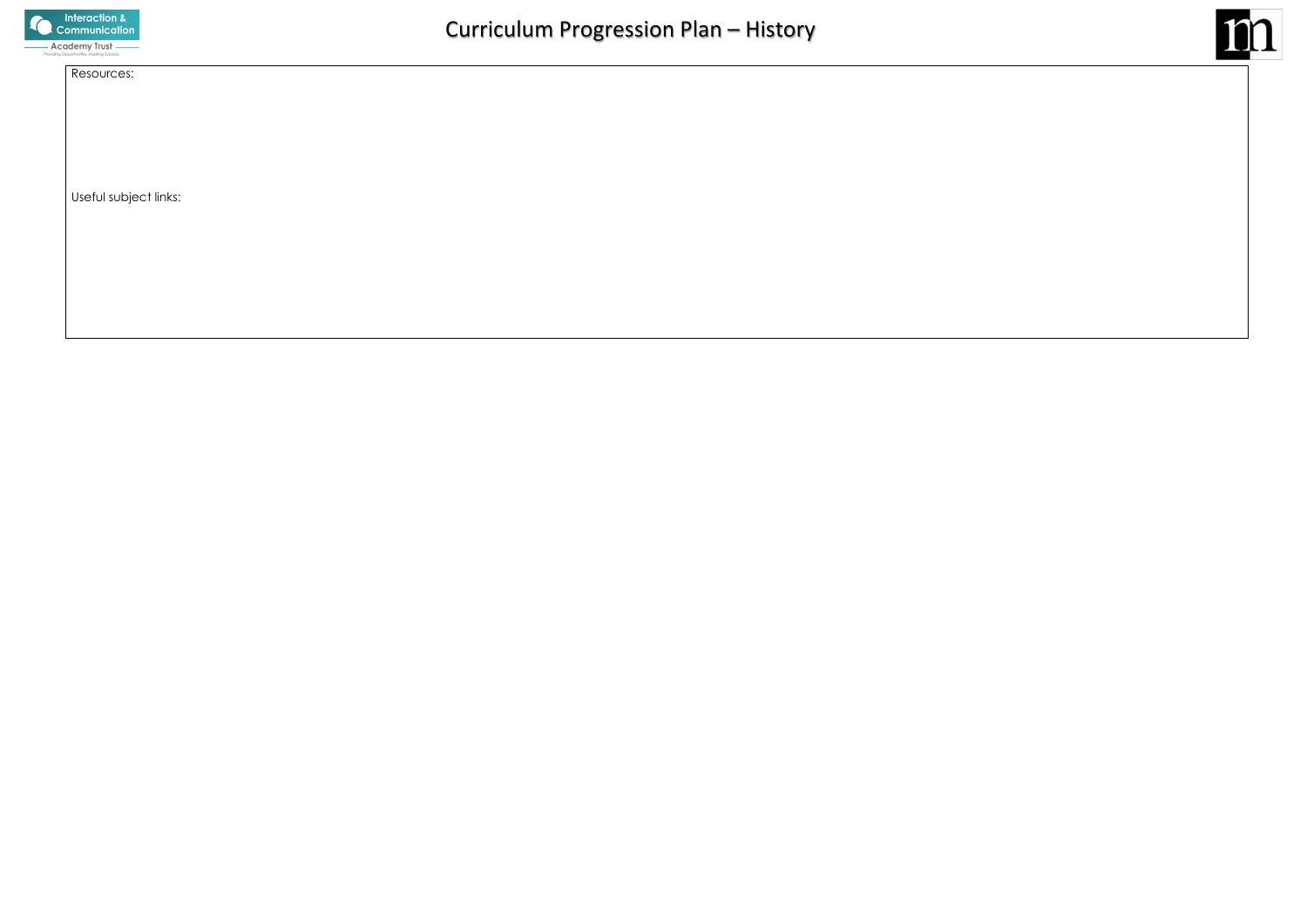Resources:

Useful subject links: